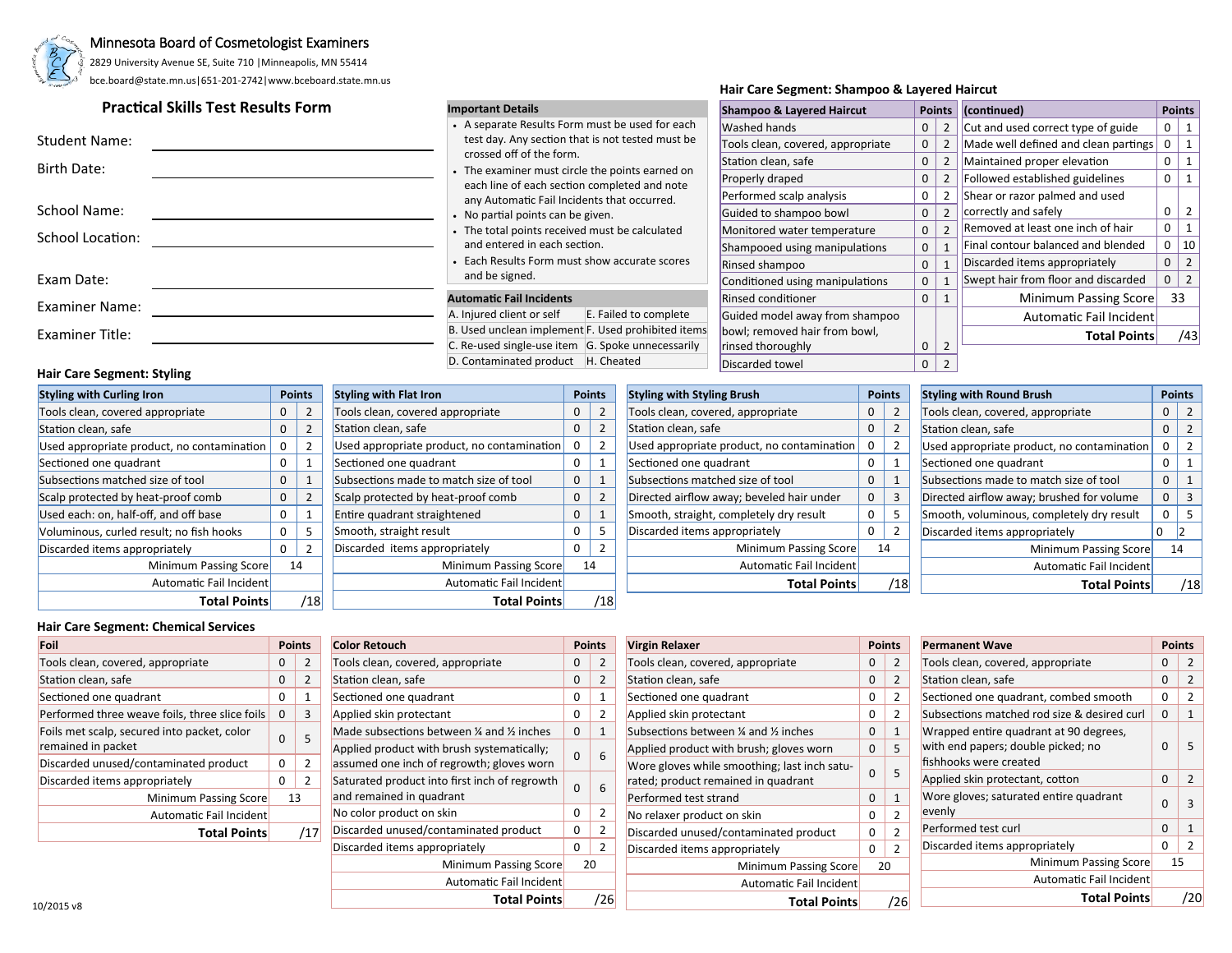Minnesota Board of Cosmetologist Examiners

2829 University Avenue SE, Suite 710 | Minneapolis, MN 55414

bce.board@state.mn.us | 651-201-2742 | www.bceboard.state.mn.us

## Practical Skills Test Results Form

Student Name: ______________________

Birth Date: ______________________

School Name: ______________________

School Location: ______________________

Exam Date: ______________________

Examiner Name: ______________________

Examiner Title: ______________________

### Important Details

- A separate Results Form must be used for each test day. Any section that is not tested must be crossed off of the form.
- The examiner must circle the points earned on each line of each section completed and note any Automatic Fail Incidents that occurred.
- No partial points can be given.
- The total points received must be calculated and entered in each section.
- Each Results Form must show accurate scores and be signed.

### Automatic Fail Incidents

| | |
|---|---|
| A. Injured client or self | E. Failed to complete |
| B. Used unclean implement | F. Used prohibited items |
| C. Re-used single-use item | G. Spoke unnecessarily |
| D. Contaminated product | H. Cheated |

### Hair Care Segment: Shampoo & Layered Haircut

| Shampoo & Layered Haircut | Points | |
|---|---|---|
| Washed hands | 0 | 2 |
| Tools clean, covered, appropriate | 0 | 2 |
| Station clean, safe | 0 | 2 |
| Properly draped | 0 | 2 |
| Performed scalp analysis | 0 | 2 |
| Guided to shampoo bowl | 0 | 2 |
| Monitored water temperature | 0 | 2 |
| Shampooed using manipulations | 0 | 1 |
| Rinsed shampoo | 0 | 1 |
| Conditioned using manipulations | 0 | 1 |
| Rinsed conditioner | 0 | 1 |
| Guided model away from shampoo bowl; removed hair from bowl, rinsed thoroughly | 0 | 2 |
| Discarded towel | 0 | 2 |

| (continued) | Points | |
|---|---|---|
| Cut and used correct type of guide | 0 | 1 |
| Made well defined and clean partings | 0 | 1 |
| Maintained proper elevation | 0 | 1 |
| Followed established guidelines | 0 | 1 |
| Shear or razor palmed and used correctly and safely | 0 | 2 |
| Removed at least one inch of hair | 0 | 1 |
| Final contour balanced and blended | 0 | 10 |
| Discarded items appropriately | 0 | 2 |
| Swept hair from floor and discarded | 0 | 2 |
| Minimum Passing Score | 33 | |
| Automatic Fail Incident | | |
| **Total Points** | /43 | |

### Hair Care Segment: Styling

| Styling with Curling Iron | Points | |
|---|---|---|
| Tools clean, covered appropriate | 0 | 2 |
| Station clean, safe | 0 | 2 |
| Used appropriate product, no contamination | 0 | 2 |
| Sectioned one quadrant | 0 | 1 |
| Subsections matched size of tool | 0 | 1 |
| Scalp protected by heat-proof comb | 0 | 2 |
| Used each: on, half-off, and off base | 0 | 1 |
| Voluminous, curled result; no fish hooks | 0 | 5 |
| Discarded items appropriately | 0 | 2 |
| Minimum Passing Score | 14 | |
| Automatic Fail Incident | | |
| **Total Points** | /18 | |

| Styling with Flat Iron | Points | |
|---|---|---|
| Tools clean, covered appropriate | 0 | 2 |
| Station clean, safe | 0 | 2 |
| Used appropriate product, no contamination | 0 | 2 |
| Sectioned one quadrant | 0 | 1 |
| Subsections made to match size of tool | 0 | 1 |
| Scalp protected by heat-proof comb | 0 | 2 |
| Entire quadrant straightened | 0 | 1 |
| Smooth, straight result | 0 | 5 |
| Discarded items appropriately | 0 | 2 |
| Minimum Passing Score | 14 | |
| Automatic Fail Incident | | |
| **Total Points** | /18 | |

| Styling with Styling Brush | Points | |
|---|---|---|
| Tools clean, covered, appropriate | 0 | 2 |
| Station clean, safe | 0 | 2 |
| Used appropriate product, no contamination | 0 | 2 |
| Sectioned one quadrant | 0 | 1 |
| Subsections matched size of tool | 0 | 1 |
| Directed airflow away; beveled hair under | 0 | 3 |
| Smooth, straight, completely dry result | 0 | 5 |
| Discarded items appropriately | 0 | 2 |
| Minimum Passing Score | 14 | |
| Automatic Fail Incident | | |
| **Total Points** | /18 | |

| Styling with Round Brush | Points | |
|---|---|---|
| Tools clean, covered, appropriate | 0 | 2 |
| Station clean, safe | 0 | 2 |
| Used appropriate product, no contamination | 0 | 2 |
| Sectioned one quadrant | 0 | 1 |
| Subsections made to match size of tool | 0 | 1 |
| Directed airflow away; brushed for volume | 0 | 3 |
| Smooth, voluminous, completely dry result | 0 | 5 |
| Discarded items appropriately | 0 | 2 |
| Minimum Passing Score | 14 | |
| Automatic Fail Incident | | |
| **Total Points** | /18 | |

### Hair Care Segment: Chemical Services

| Foil | Points | |
|---|---|---|
| Tools clean, covered, appropriate | 0 | 2 |
| Station clean, safe | 0 | 2 |
| Sectioned one quadrant | 0 | 1 |
| Performed three weave foils, three slice foils | 0 | 3 |
| Foils met scalp, secured into packet, color remained in packet | 0 | 5 |
| Discarded unused/contaminated product | 0 | 2 |
| Discarded items appropriately | 0 | 2 |
| Minimum Passing Score | 13 | |
| Automatic Fail Incident | | |
| **Total Points** | /17 | |

| Color Retouch | Points | |
|---|---|---|
| Tools clean, covered, appropriate | 0 | 2 |
| Station clean, safe | 0 | 2 |
| Sectioned one quadrant | 0 | 1 |
| Applied skin protectant | 0 | 2 |
| Made subsections between ¼ and ½ inches | 0 | 1 |
| Applied product with brush systematically; assumed one inch of regrowth; gloves worn | 0 | 6 |
| Saturated product into first inch of regrowth and remained in quadrant | 0 | 6 |
| No color product on skin | 0 | 2 |
| Discarded unused/contaminated product | 0 | 2 |
| Discarded items appropriately | 0 | 2 |
| Minimum Passing Score | 20 | |
| Automatic Fail Incident | | |
| **Total Points** | /26 | |

| Virgin Relaxer | Points | |
|---|---|---|
| Tools clean, covered, appropriate | 0 | 2 |
| Station clean, safe | 0 | 2 |
| Sectioned one quadrant | 0 | 2 |
| Applied skin protectant | 0 | 2 |
| Subsections between ¼ and ½ inches | 0 | 1 |
| Applied product with brush; gloves worn | 0 | 5 |
| Wore gloves while smoothing; last inch saturated; product remained in quadrant | 0 | 5 |
| Performed test strand | 0 | 1 |
| No relaxer product on skin | 0 | 2 |
| Discarded unused/contaminated product | 0 | 2 |
| Discarded items appropriately | 0 | 2 |
| Minimum Passing Score | 20 | |
| Automatic Fail Incident | | |
| **Total Points** | /26 | |

| Permanent Wave | Points | |
|---|---|---|
| Tools clean, covered, appropriate | 0 | 2 |
| Station clean, safe | 0 | 2 |
| Sectioned one quadrant, combed smooth | 0 | 2 |
| Subsections matched rod size & desired curl | 0 | 1 |
| Wrapped entire quadrant at 90 degrees, with end papers; double picked; no fishhooks were created | 0 | 5 |
| Applied skin protectant, cotton | 0 | 2 |
| Wore gloves; saturated entire quadrant evenly | 0 | 3 |
| Performed test curl | 0 | 1 |
| Discarded items appropriately | 0 | 2 |
| Minimum Passing Score | 15 | |
| Automatic Fail Incident | | |
| **Total Points** | /20 | |

10/2015 v8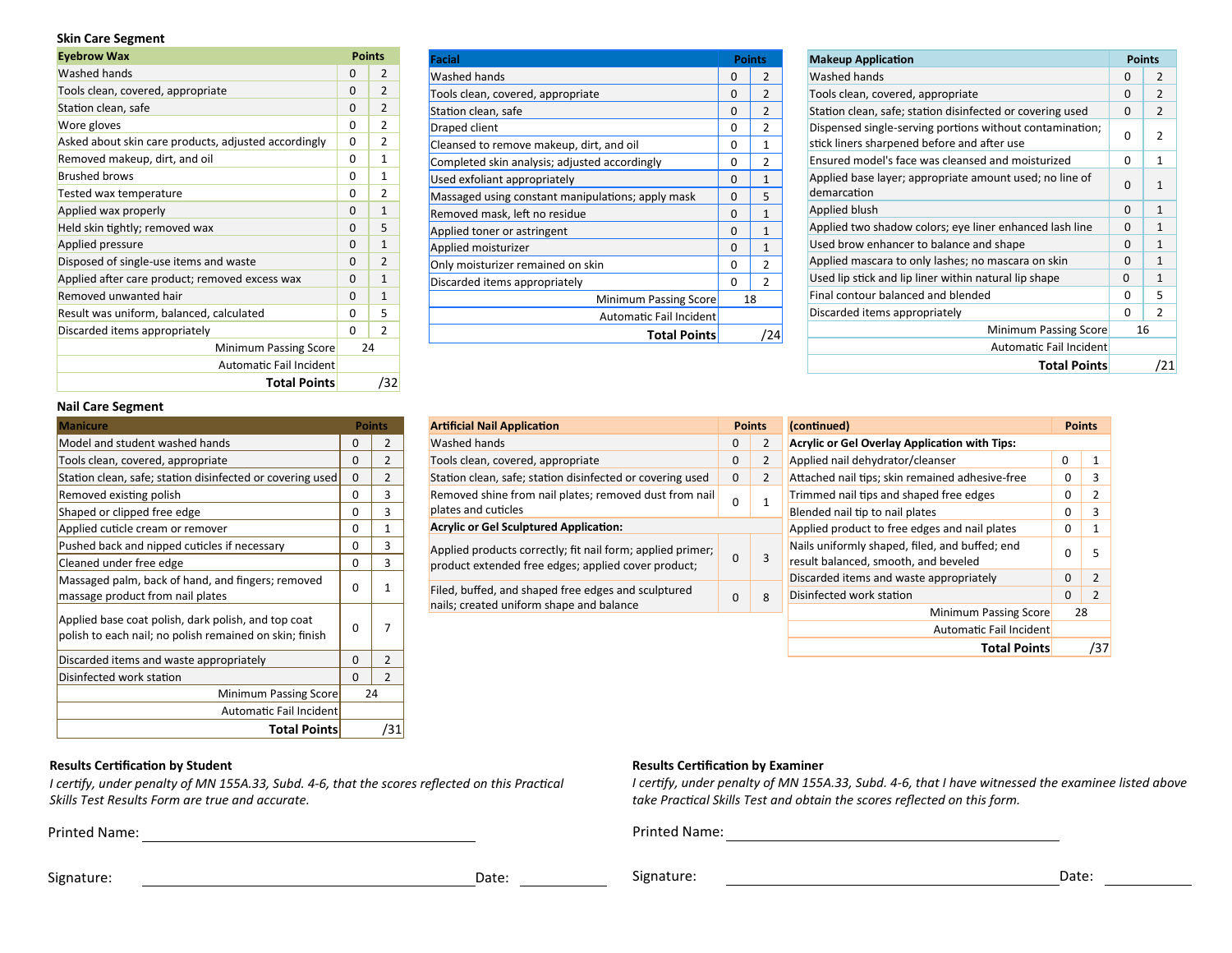## Skin Care Segment

| Eyebrow Wax | Points | |
|---|---|---|
| Washed hands | 0 | 2 |
| Tools clean, covered, appropriate | 0 | 2 |
| Station clean, safe | 0 | 2 |
| Wore gloves | 0 | 2 |
| Asked about skin care products, adjusted accordingly | 0 | 2 |
| Removed makeup, dirt, and oil | 0 | 1 |
| Brushed brows | 0 | 1 |
| Tested wax temperature | 0 | 2 |
| Applied wax properly | 0 | 1 |
| Held skin tightly; removed wax | 0 | 5 |
| Applied pressure | 0 | 1 |
| Disposed of single-use items and waste | 0 | 2 |
| Applied after care product; removed excess wax | 0 | 1 |
| Removed unwanted hair | 0 | 1 |
| Result was uniform, balanced, calculated | 0 | 5 |
| Discarded items appropriately | 0 | 2 |
| Minimum Passing Score | 24 | |
| Automatic Fail Incident | | |
| **Total Points** | /32 | |

| Facial | Points | |
|---|---|---|
| Washed hands | 0 | 2 |
| Tools clean, covered, appropriate | 0 | 2 |
| Station clean, safe | 0 | 2 |
| Draped client | 0 | 2 |
| Cleansed to remove makeup, dirt, and oil | 0 | 1 |
| Completed skin analysis; adjusted accordingly | 0 | 2 |
| Used exfoliant appropriately | 0 | 1 |
| Massaged using constant manipulations; apply mask | 0 | 5 |
| Removed mask, left no residue | 0 | 1 |
| Applied toner or astringent | 0 | 1 |
| Applied moisturizer | 0 | 1 |
| Only moisturizer remained on skin | 0 | 2 |
| Discarded items appropriately | 0 | 2 |
| Minimum Passing Score | 18 | |
| Automatic Fail Incident | | |
| **Total Points** | /24 | |

| Makeup Application | Points | |
|---|---|---|
| Washed hands | 0 | 2 |
| Tools clean, covered, appropriate | 0 | 2 |
| Station clean, safe; station disinfected or covering used | 0 | 2 |
| Dispensed single-serving portions without contamination; stick liners sharpened before and after use | 0 | 2 |
| Ensured model's face was cleansed and moisturized | 0 | 1 |
| Applied base layer; appropriate amount used; no line of demarcation | 0 | 1 |
| Applied blush | 0 | 1 |
| Applied two shadow colors; eye liner enhanced lash line | 0 | 1 |
| Used brow enhancer to balance and shape | 0 | 1 |
| Applied mascara to only lashes; no mascara on skin | 0 | 1 |
| Used lip stick and lip liner within natural lip shape | 0 | 1 |
| Final contour balanced and blended | 0 | 5 |
| Discarded items appropriately | 0 | 2 |
| Minimum Passing Score | 16 | |
| Automatic Fail Incident | | |
| **Total Points** | /21 | |

## Nail Care Segment

| Manicure | Points | |
|---|---|---|
| Model and student washed hands | 0 | 2 |
| Tools clean, covered, appropriate | 0 | 2 |
| Station clean, safe; station disinfected or covering used | 0 | 2 |
| Removed existing polish | 0 | 3 |
| Shaped or clipped free edge | 0 | 3 |
| Applied cuticle cream or remover | 0 | 1 |
| Pushed back and nipped cuticles if necessary | 0 | 3 |
| Cleaned under free edge | 0 | 3 |
| Massaged palm, back of hand, and fingers; removed massage product from nail plates | 0 | 1 |
| Applied base coat polish, dark polish, and top coat polish to each nail; no polish remained on skin; finish | 0 | 7 |
| Discarded items and waste appropriately | 0 | 2 |
| Disinfected work station | 0 | 2 |
| Minimum Passing Score | 24 | |
| Automatic Fail Incident | | |
| **Total Points** | /31 | |

| Artificial Nail Application | Points | |
|---|---|---|
| Washed hands | 0 | 2 |
| Tools clean, covered, appropriate | 0 | 2 |
| Station clean, safe; station disinfected or covering used | 0 | 2 |
| Removed shine from nail plates; removed dust from nail plates and cuticles | 0 | 1 |
| **Acrylic or Gel Sculptured Application:** | | |
| Applied products correctly; fit nail form; applied primer; product extended free edges; applied cover product; | 0 | 3 |
| Filed, buffed, and shaped free edges and sculptured nails; created uniform shape and balance | 0 | 8 |
| **(continued)** | | |
| **Acrylic or Gel Overlay Application with Tips:** | | |
| Applied nail dehydrator/cleanser | 0 | 1 |
| Attached nail tips; skin remained adhesive-free | 0 | 3 |
| Trimmed nail tips and shaped free edges | 0 | 2 |
| Blended nail tip to nail plates | 0 | 3 |
| Applied product to free edges and nail plates | 0 | 1 |
| Nails uniformly shaped, filed, and buffed; end result balanced, smooth, and beveled | 0 | 5 |
| Discarded items and waste appropriately | 0 | 2 |
| Disinfected work station | 0 | 2 |
| Minimum Passing Score | 28 | |
| Automatic Fail Incident | | |
| **Total Points** | /37 | |

**Results Certification by Student**

*I certify, under penalty of MN 155A.33, Subd. 4-6, that the scores reflected on this Practical Skills Test Results Form are true and accurate.*

Printed Name: ______________________________

Signature: ______________________________ Date: __________

**Results Certification by Examiner**

*I certify, under penalty of MN 155A.33, Subd. 4-6, that I have witnessed the examinee listed above take Practical Skills Test and obtain the scores reflected on this form.*

Printed Name: ______________________________

Signature: ______________________________ Date: __________